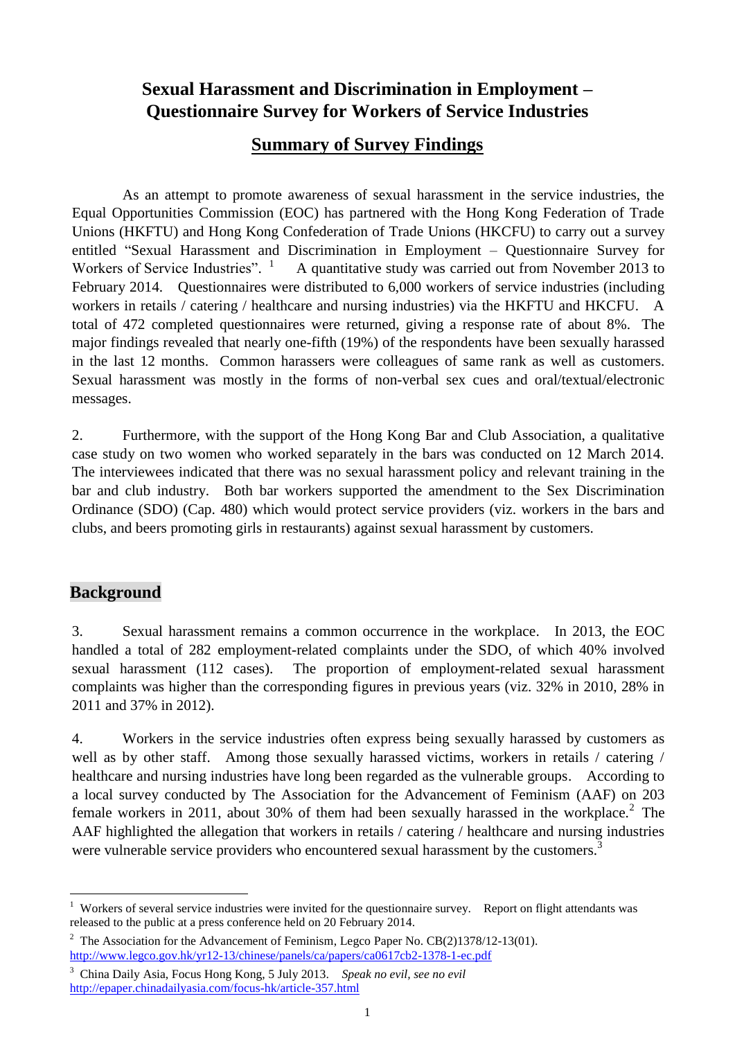# Sexual Harassment and Discrimination in Employment – Questionnaire Survey for Workers of Service Industries

## Summary of Survey Findings

As an attempt to promote awareness of sexual harassment in the service industries, the Equal Opportunities Commission (EOC) has partnered with the Hong Kong Federation of Trade Unions (HKFTU) and Hong Kong Confederation of Trade Unions (HKCFU) to carry out a survey entitled "Sexual Harassment and Discrimination in Employment – Questionnaire Survey for Workers of Service Industries".[1] A quantitative study was carried out from November 2013 to February 2014. Questionnaires were distributed to 6,000 workers of service industries (including workers in retails / catering / healthcare and nursing industries) via the HKFTU and HKCFU. A total of 472 completed questionnaires were returned, giving a response rate of about 8%. The major findings revealed that nearly one-fifth (19%) of the respondents have been sexually harassed in the last 12 months. Common harassers were colleagues of same rank as well as customers. Sexual harassment was mostly in the forms of non-verbal sex cues and oral/textual/electronic messages.

2. Furthermore, with the support of the Hong Kong Bar and Club Association, a qualitative case study on two women who worked separately in the bars was conducted on 12 March 2014. The interviewees indicated that there was no sexual harassment policy and relevant training in the bar and club industry. Both bar workers supported the amendment to the Sex Discrimination Ordinance (SDO) (Cap. 480) which would protect service providers (viz. workers in the bars and clubs, and beers promoting girls in restaurants) against sexual harassment by customers.

## Background

3. Sexual harassment remains a common occurrence in the workplace. In 2013, the EOC handled a total of 282 employment-related complaints under the SDO, of which 40% involved sexual harassment (112 cases). The proportion of employment-related sexual harassment complaints was higher than the corresponding figures in previous years (viz. 32% in 2010, 28% in 2011 and 37% in 2012).

4. Workers in the service industries often express being sexually harassed by customers as well as by other staff. Among those sexually harassed victims, workers in retails / catering / healthcare and nursing industries have long been regarded as the vulnerable groups. According to a local survey conducted by The Association for the Advancement of Feminism (AAF) on 203 female workers in 2011, about 30% of them had been sexually harassed in the workplace.[2] The AAF highlighted the allegation that workers in retails / catering / healthcare and nursing industries were vulnerable service providers who encountered sexual harassment by the customers.[3]

---

[1] Workers of several service industries were invited for the questionnaire survey. Report on flight attendants was released to the public at a press conference held on 20 February 2014.

[2] The Association for the Advancement of Feminism, Legco Paper No. CB(2)1378/12-13(01). http://www.legco.gov.hk/yr12-13/chinese/panels/ca/papers/ca0617cb2-1378-1-ec.pdf

[3] China Daily Asia, Focus Hong Kong, 5 July 2013. *Speak no evil, see no evil* http://epaper.chinadailyasia.com/focus-hk/article-357.html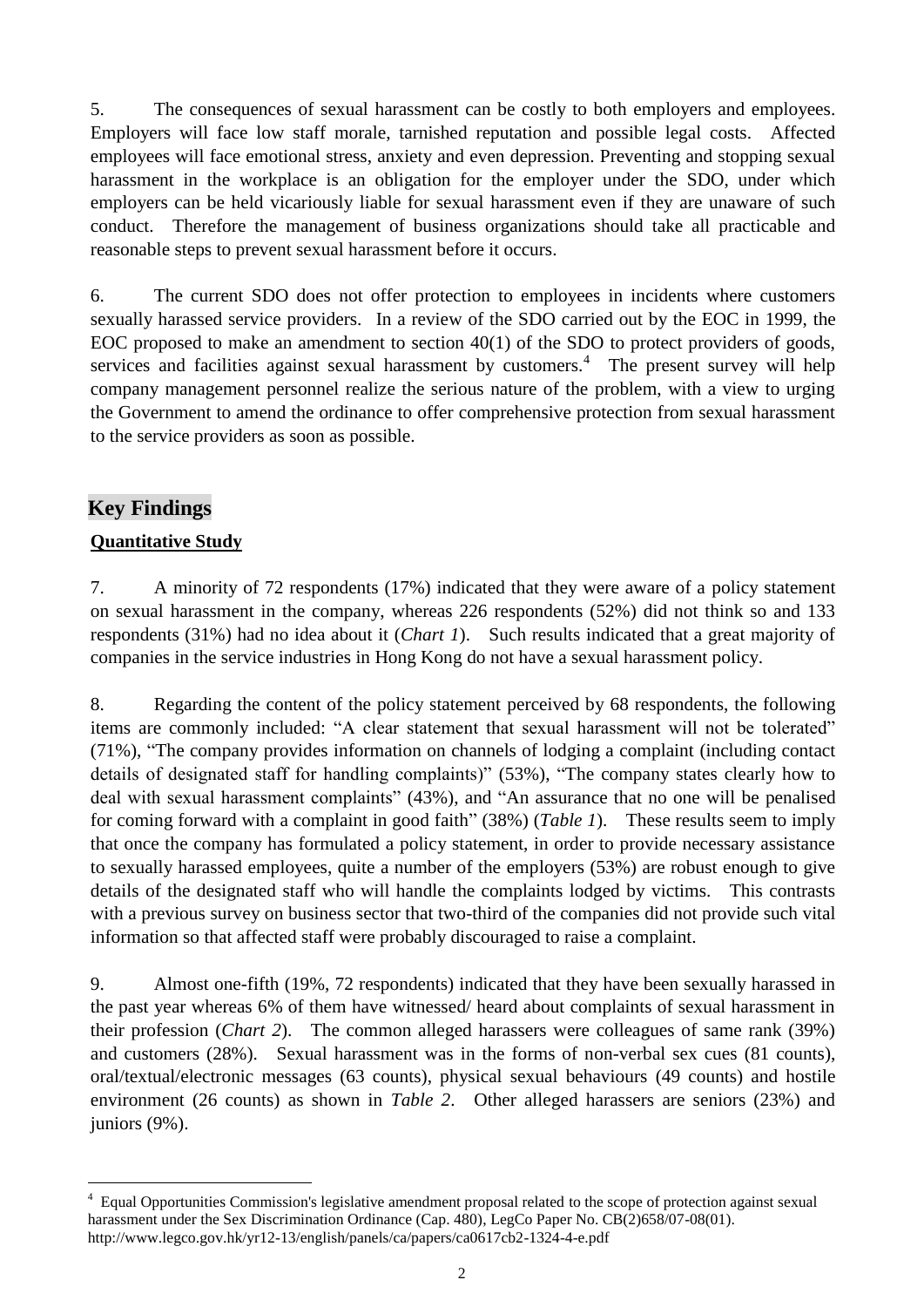5. The consequences of sexual harassment can be costly to both employers and employees. Employers will face low staff morale, tarnished reputation and possible legal costs. Affected employees will face emotional stress, anxiety and even depression. Preventing and stopping sexual harassment in the workplace is an obligation for the employer under the SDO, under which employers can be held vicariously liable for sexual harassment even if they are unaware of such conduct. Therefore the management of business organizations should take all practicable and reasonable steps to prevent sexual harassment before it occurs.

6. The current SDO does not offer protection to employees in incidents where customers sexually harassed service providers. In a review of the SDO carried out by the EOC in 1999, the EOC proposed to make an amendment to section 40(1) of the SDO to protect providers of goods, services and facilities against sexual harassment by customers.[4] The present survey will help company management personnel realize the serious nature of the problem, with a view to urging the Government to amend the ordinance to offer comprehensive protection from sexual harassment to the service providers as soon as possible.

## Key Findings

### Quantitative Study

7. A minority of 72 respondents (17%) indicated that they were aware of a policy statement on sexual harassment in the company, whereas 226 respondents (52%) did not think so and 133 respondents (31%) had no idea about it (*Chart 1*). Such results indicated that a great majority of companies in the service industries in Hong Kong do not have a sexual harassment policy.

8. Regarding the content of the policy statement perceived by 68 respondents, the following items are commonly included: "A clear statement that sexual harassment will not be tolerated" (71%), "The company provides information on channels of lodging a complaint (including contact details of designated staff for handling complaints)" (53%), "The company states clearly how to deal with sexual harassment complaints" (43%), and "An assurance that no one will be penalised for coming forward with a complaint in good faith" (38%) (*Table 1*). These results seem to imply that once the company has formulated a policy statement, in order to provide necessary assistance to sexually harassed employees, quite a number of the employers (53%) are robust enough to give details of the designated staff who will handle the complaints lodged by victims. This contrasts with a previous survey on business sector that two-third of the companies did not provide such vital information so that affected staff were probably discouraged to raise a complaint.

9. Almost one-fifth (19%, 72 respondents) indicated that they have been sexually harassed in the past year whereas 6% of them have witnessed/ heard about complaints of sexual harassment in their profession (*Chart 2*). The common alleged harassers were colleagues of same rank (39%) and customers (28%). Sexual harassment was in the forms of non-verbal sex cues (81 counts), oral/textual/electronic messages (63 counts), physical sexual behaviours (49 counts) and hostile environment (26 counts) as shown in *Table 2*. Other alleged harassers are seniors (23%) and juniors (9%).

---

[4] Equal Opportunities Commission's legislative amendment proposal related to the scope of protection against sexual harassment under the Sex Discrimination Ordinance (Cap. 480), LegCo Paper No. CB(2)658/07-08(01). http://www.legco.gov.hk/yr12-13/english/panels/ca/papers/ca0617cb2-1324-4-e.pdf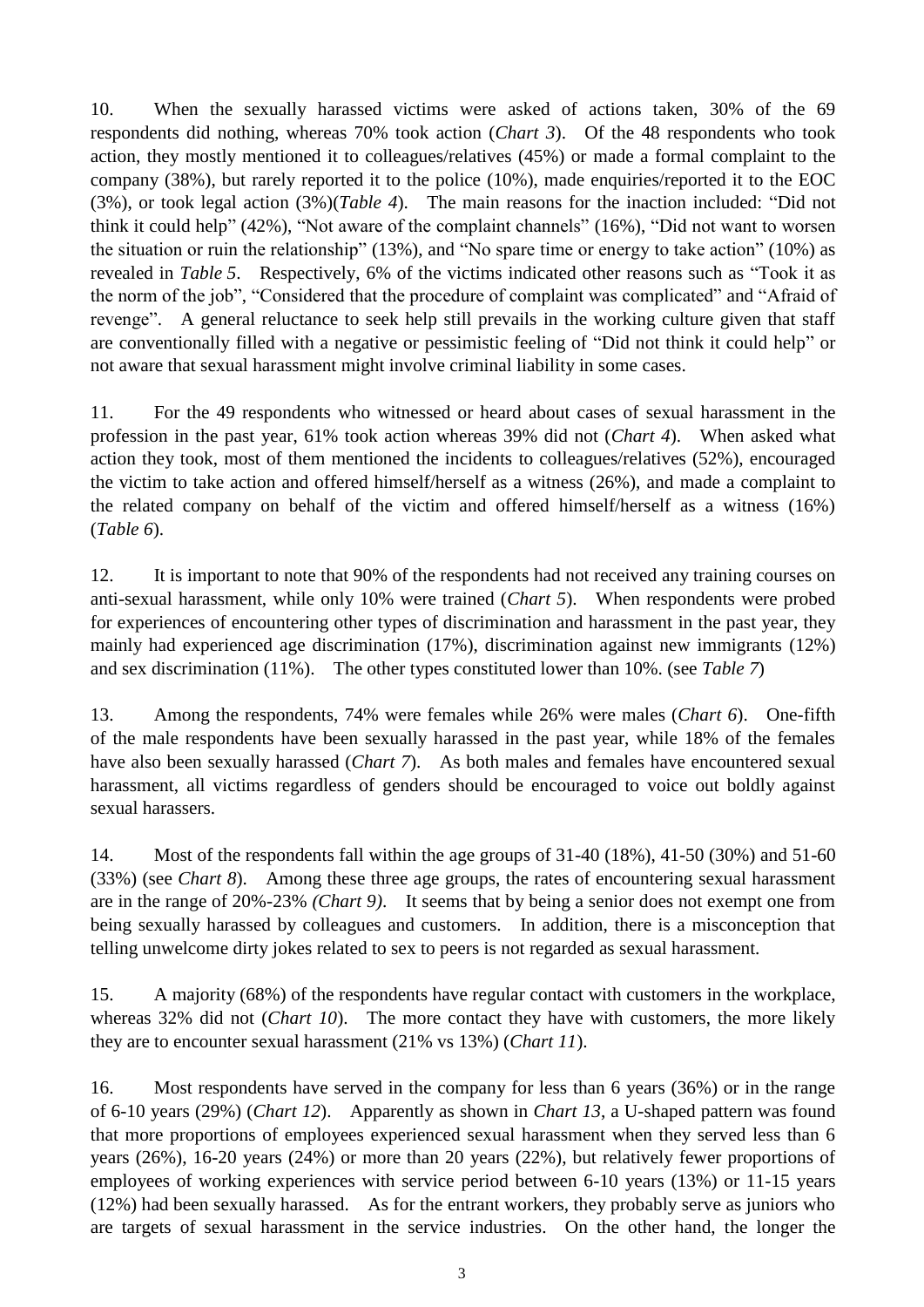10. When the sexually harassed victims were asked of actions taken, 30% of the 69 respondents did nothing, whereas 70% took action (*Chart 3*). Of the 48 respondents who took action, they mostly mentioned it to colleagues/relatives (45%) or made a formal complaint to the company (38%), but rarely reported it to the police (10%), made enquiries/reported it to the EOC (3%), or took legal action (3%)(*Table 4*). The main reasons for the inaction included: "Did not think it could help" (42%), "Not aware of the complaint channels" (16%), "Did not want to worsen the situation or ruin the relationship" (13%), and "No spare time or energy to take action" (10%) as revealed in *Table 5*. Respectively, 6% of the victims indicated other reasons such as "Took it as the norm of the job", "Considered that the procedure of complaint was complicated" and "Afraid of revenge". A general reluctance to seek help still prevails in the working culture given that staff are conventionally filled with a negative or pessimistic feeling of "Did not think it could help" or not aware that sexual harassment might involve criminal liability in some cases.

11. For the 49 respondents who witnessed or heard about cases of sexual harassment in the profession in the past year, 61% took action whereas 39% did not (*Chart 4*). When asked what action they took, most of them mentioned the incidents to colleagues/relatives (52%), encouraged the victim to take action and offered himself/herself as a witness (26%), and made a complaint to the related company on behalf of the victim and offered himself/herself as a witness (16%) (*Table 6*).

12. It is important to note that 90% of the respondents had not received any training courses on anti-sexual harassment, while only 10% were trained (*Chart 5*). When respondents were probed for experiences of encountering other types of discrimination and harassment in the past year, they mainly had experienced age discrimination (17%), discrimination against new immigrants (12%) and sex discrimination (11%). The other types constituted lower than 10%. (see *Table 7*)

13. Among the respondents, 74% were females while 26% were males (*Chart 6*). One-fifth of the male respondents have been sexually harassed in the past year, while 18% of the females have also been sexually harassed (*Chart 7*). As both males and females have encountered sexual harassment, all victims regardless of genders should be encouraged to voice out boldly against sexual harassers.

14. Most of the respondents fall within the age groups of 31-40 (18%), 41-50 (30%) and 51-60 (33%) (see *Chart 8*). Among these three age groups, the rates of encountering sexual harassment are in the range of 20%-23% *(Chart 9)*. It seems that by being a senior does not exempt one from being sexually harassed by colleagues and customers. In addition, there is a misconception that telling unwelcome dirty jokes related to sex to peers is not regarded as sexual harassment.

15. A majority (68%) of the respondents have regular contact with customers in the workplace, whereas 32% did not (*Chart 10*). The more contact they have with customers, the more likely they are to encounter sexual harassment (21% vs 13%) (*Chart 11*).

16. Most respondents have served in the company for less than 6 years (36%) or in the range of 6-10 years (29%) (*Chart 12*). Apparently as shown in *Chart 13*, a U-shaped pattern was found that more proportions of employees experienced sexual harassment when they served less than 6 years (26%), 16-20 years (24%) or more than 20 years (22%), but relatively fewer proportions of employees of working experiences with service period between 6-10 years (13%) or 11-15 years (12%) had been sexually harassed. As for the entrant workers, they probably serve as juniors who are targets of sexual harassment in the service industries. On the other hand, the longer the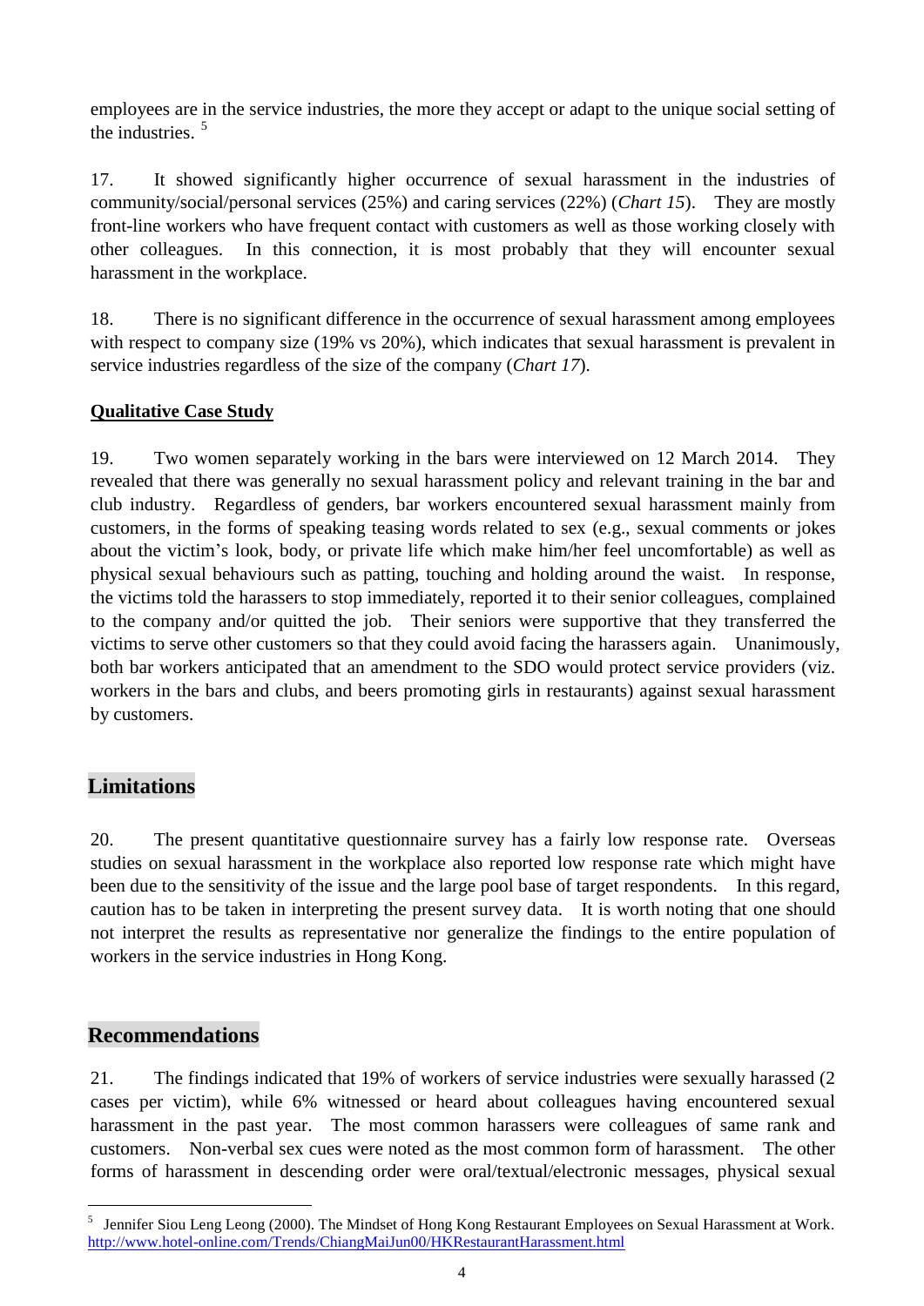employees are in the service industries, the more they accept or adapt to the unique social setting of the industries. [5]

17. It showed significantly higher occurrence of sexual harassment in the industries of community/social/personal services (25%) and caring services (22%) (*Chart 15*). They are mostly front-line workers who have frequent contact with customers as well as those working closely with other colleagues. In this connection, it is most probably that they will encounter sexual harassment in the workplace.

18. There is no significant difference in the occurrence of sexual harassment among employees with respect to company size (19% vs 20%), which indicates that sexual harassment is prevalent in service industries regardless of the size of the company (*Chart 17*).

**Qualitative Case Study**

19. Two women separately working in the bars were interviewed on 12 March 2014. They revealed that there was generally no sexual harassment policy and relevant training in the bar and club industry. Regardless of genders, bar workers encountered sexual harassment mainly from customers, in the forms of speaking teasing words related to sex (e.g., sexual comments or jokes about the victim's look, body, or private life which make him/her feel uncomfortable) as well as physical sexual behaviours such as patting, touching and holding around the waist. In response, the victims told the harassers to stop immediately, reported it to their senior colleagues, complained to the company and/or quitted the job. Their seniors were supportive that they transferred the victims to serve other customers so that they could avoid facing the harassers again. Unanimously, both bar workers anticipated that an amendment to the SDO would protect service providers (viz. workers in the bars and clubs, and beers promoting girls in restaurants) against sexual harassment by customers.

## Limitations

20. The present quantitative questionnaire survey has a fairly low response rate. Overseas studies on sexual harassment in the workplace also reported low response rate which might have been due to the sensitivity of the issue and the large pool base of target respondents. In this regard, caution has to be taken in interpreting the present survey data. It is worth noting that one should not interpret the results as representative nor generalize the findings to the entire population of workers in the service industries in Hong Kong.

## Recommendations

21. The findings indicated that 19% of workers of service industries were sexually harassed (2 cases per victim), while 6% witnessed or heard about colleagues having encountered sexual harassment in the past year. The most common harassers were colleagues of same rank and customers. Non-verbal sex cues were noted as the most common form of harassment. The other forms of harassment in descending order were oral/textual/electronic messages, physical sexual

---

[5] Jennifer Siou Leng Leong (2000). The Mindset of Hong Kong Restaurant Employees on Sexual Harassment at Work. http://www.hotel-online.com/Trends/ChiangMaiJun00/HKRestaurantHarassment.html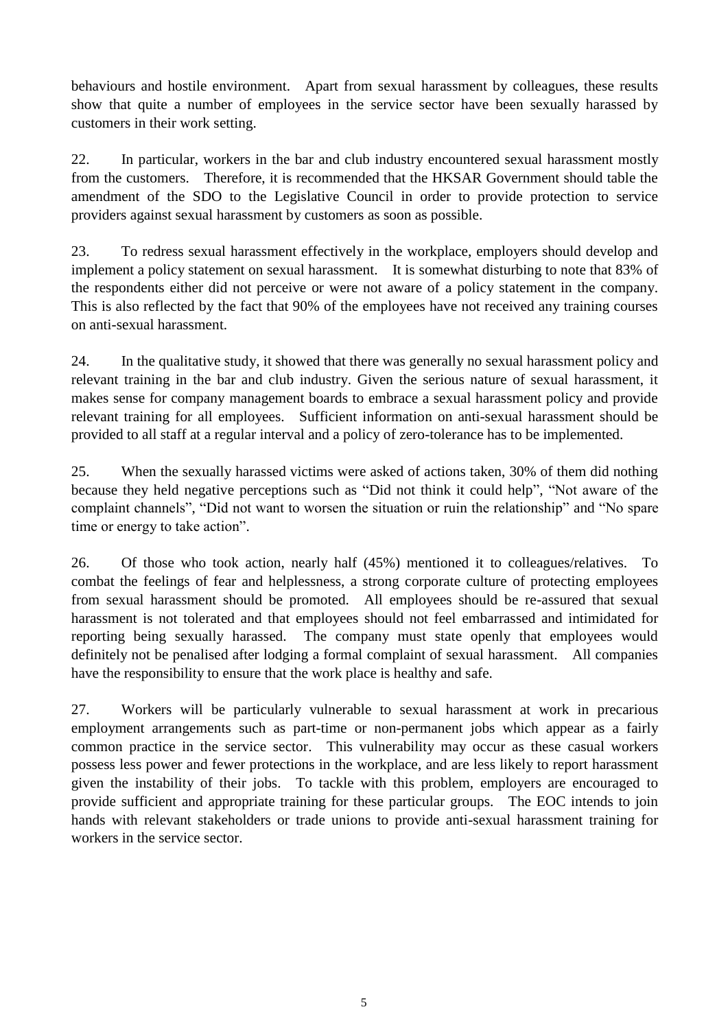behaviours and hostile environment. Apart from sexual harassment by colleagues, these results show that quite a number of employees in the service sector have been sexually harassed by customers in their work setting.

22. In particular, workers in the bar and club industry encountered sexual harassment mostly from the customers. Therefore, it is recommended that the HKSAR Government should table the amendment of the SDO to the Legislative Council in order to provide protection to service providers against sexual harassment by customers as soon as possible.

23. To redress sexual harassment effectively in the workplace, employers should develop and implement a policy statement on sexual harassment. It is somewhat disturbing to note that 83% of the respondents either did not perceive or were not aware of a policy statement in the company. This is also reflected by the fact that 90% of the employees have not received any training courses on anti-sexual harassment.

24. In the qualitative study, it showed that there was generally no sexual harassment policy and relevant training in the bar and club industry. Given the serious nature of sexual harassment, it makes sense for company management boards to embrace a sexual harassment policy and provide relevant training for all employees. Sufficient information on anti-sexual harassment should be provided to all staff at a regular interval and a policy of zero-tolerance has to be implemented.

25. When the sexually harassed victims were asked of actions taken, 30% of them did nothing because they held negative perceptions such as "Did not think it could help", "Not aware of the complaint channels", "Did not want to worsen the situation or ruin the relationship" and "No spare time or energy to take action".

26. Of those who took action, nearly half (45%) mentioned it to colleagues/relatives. To combat the feelings of fear and helplessness, a strong corporate culture of protecting employees from sexual harassment should be promoted. All employees should be re-assured that sexual harassment is not tolerated and that employees should not feel embarrassed and intimidated for reporting being sexually harassed. The company must state openly that employees would definitely not be penalised after lodging a formal complaint of sexual harassment. All companies have the responsibility to ensure that the work place is healthy and safe.

27. Workers will be particularly vulnerable to sexual harassment at work in precarious employment arrangements such as part-time or non-permanent jobs which appear as a fairly common practice in the service sector. This vulnerability may occur as these casual workers possess less power and fewer protections in the workplace, and are less likely to report harassment given the instability of their jobs. To tackle with this problem, employers are encouraged to provide sufficient and appropriate training for these particular groups. The EOC intends to join hands with relevant stakeholders or trade unions to provide anti-sexual harassment training for workers in the service sector.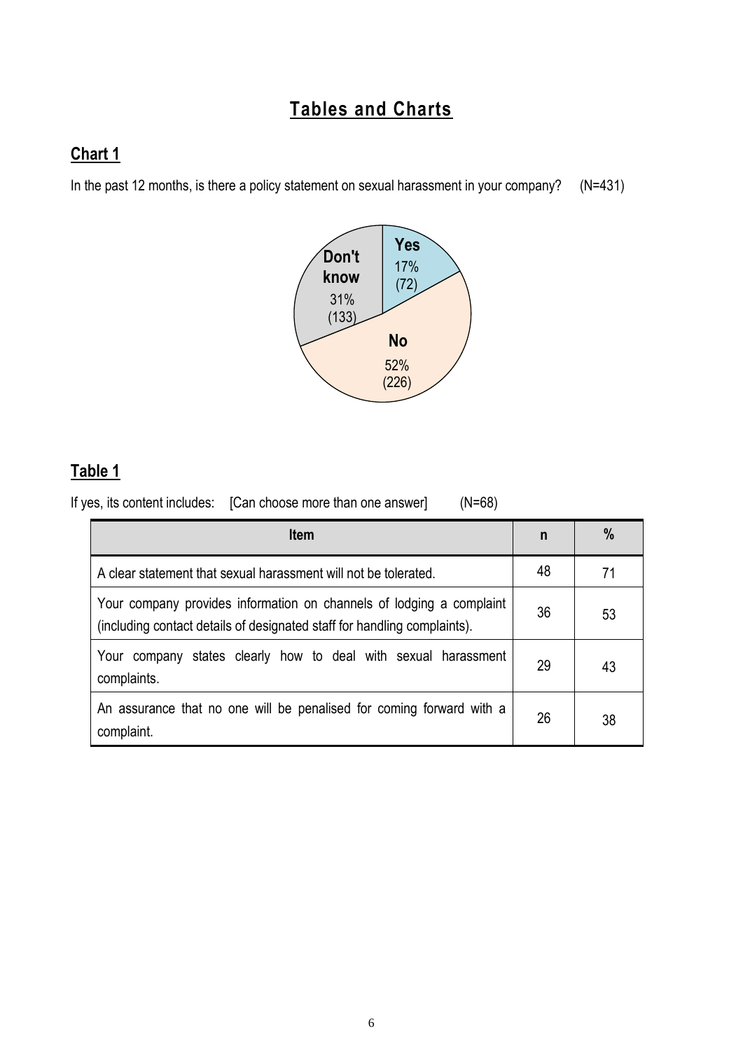# Tables and Charts

## Chart 1

In the past 12 months, is there a policy statement on sexual harassment in your company? (N=431)

Yes 17% (72)

No 52% (226)

Don't know 31% (133)

## Table 1

If yes, its content includes: [Can choose more than one answer] (N=68)

| Item | n | % |
|---|---|---|
| A clear statement that sexual harassment will not be tolerated. | 48 | 71 |
| Your company provides information on channels of lodging a complaint (including contact details of designated staff for handling complaints). | 36 | 53 |
| Your company states clearly how to deal with sexual harassment complaints. | 29 | 43 |
| An assurance that no one will be penalised for coming forward with a complaint. | 26 | 38 |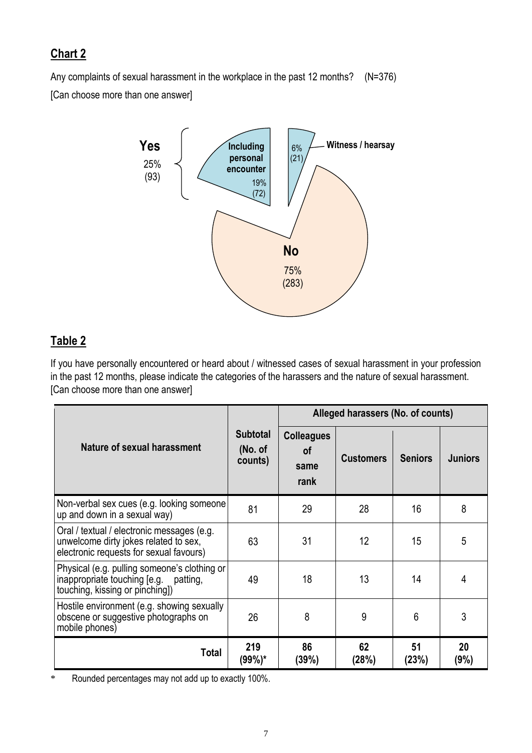## Chart 2

Any complaints of sexual harassment in the workplace in the past 12 months? (N=376)

[Can choose more than one answer]

**Yes** 25% (93)
- **Including personal encounter** 19% (72)
- **Witness / hearsay** 6% (21)

**No** 75% (283)

## Table 2

If you have personally encountered or heard about / witnessed cases of sexual harassment in your profession in the past 12 months, please indicate the categories of the harassers and the nature of sexual harassment.
[Can choose more than one answer]

| Nature of sexual harassment | Subtotal (No. of counts) | Alleged harassers (No. of counts) | | | |
|---|---|---|---|---|---|
| | | Colleagues of same rank | Customers | Seniors | Juniors |
| Non-verbal sex cues (e.g. looking someone up and down in a sexual way) | 81 | 29 | 28 | 16 | 8 |
| Oral / textual / electronic messages (e.g. unwelcome dirty jokes related to sex, electronic requests for sexual favours) | 63 | 31 | 12 | 15 | 5 |
| Physical (e.g. pulling someone's clothing or inappropriate touching [e.g. patting, touching, kissing or pinching]) | 49 | 18 | 13 | 14 | 4 |
| Hostile environment (e.g. showing sexually obscene or suggestive photographs on mobile phones) | 26 | 8 | 9 | 6 | 3 |
| **Total** | **219 (99%)*** | **86 (39%)** | **62 (28%)** | **51 (23%)** | **20 (9%)** |

\* Rounded percentages may not add up to exactly 100%.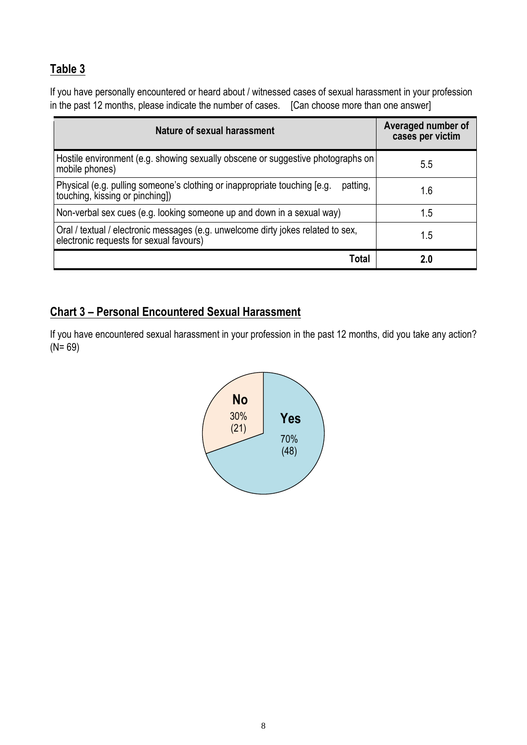## Table 3

If you have personally encountered or heard about / witnessed cases of sexual harassment in your profession in the past 12 months, please indicate the number of cases. [Can choose more than one answer]

| Nature of sexual harassment | Averaged number of cases per victim |
|---|---|
| Hostile environment (e.g. showing sexually obscene or suggestive photographs on mobile phones) | 5.5 |
| Physical (e.g. pulling someone's clothing or inappropriate touching [e.g. patting, touching, kissing or pinching]) | 1.6 |
| Non-verbal sex cues (e.g. looking someone up and down in a sexual way) | 1.5 |
| Oral / textual / electronic messages (e.g. unwelcome dirty jokes related to sex, electronic requests for sexual favours) | 1.5 |
| **Total** | **2.0** |

## Chart 3 – Personal Encountered Sexual Harassment

If you have encountered sexual harassment in your profession in the past 12 months, did you take any action? (N= 69)

**No** 30% (21)

**Yes** 70% (48)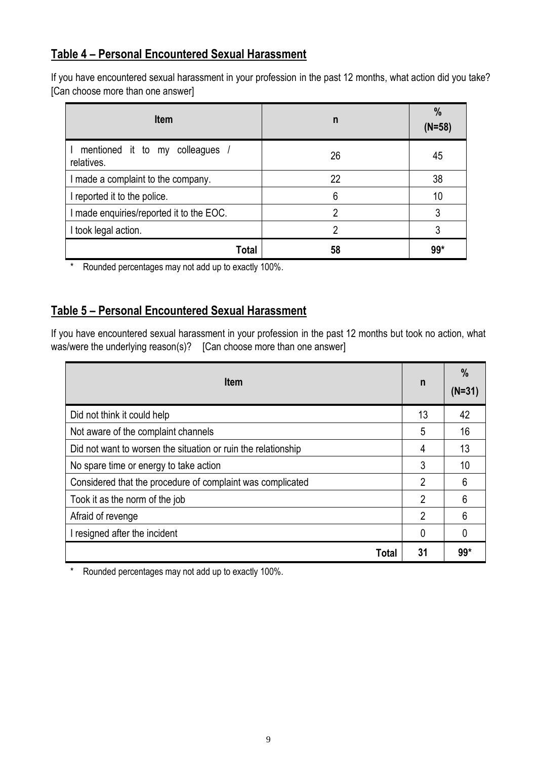## Table 4 – Personal Encountered Sexual Harassment

If you have encountered sexual harassment in your profession in the past 12 months, what action did you take? [Can choose more than one answer]

| Item | n | % (N=58) |
|---|---|---|
| I mentioned it to my colleagues / relatives. | 26 | 45 |
| I made a complaint to the company. | 22 | 38 |
| I reported it to the police. | 6 | 10 |
| I made enquiries/reported it to the EOC. | 2 | 3 |
| I took legal action. | 2 | 3 |
| **Total** | **58** | **99*** |

\* Rounded percentages may not add up to exactly 100%.

## Table 5 – Personal Encountered Sexual Harassment

If you have encountered sexual harassment in your profession in the past 12 months but took no action, what was/were the underlying reason(s)? [Can choose more than one answer]

| Item | n | % (N=31) |
|---|---|---|
| Did not think it could help | 13 | 42 |
| Not aware of the complaint channels | 5 | 16 |
| Did not want to worsen the situation or ruin the relationship | 4 | 13 |
| No spare time or energy to take action | 3 | 10 |
| Considered that the procedure of complaint was complicated | 2 | 6 |
| Took it as the norm of the job | 2 | 6 |
| Afraid of revenge | 2 | 6 |
| I resigned after the incident | 0 | 0 |
| **Total** | **31** | **99*** |

\* Rounded percentages may not add up to exactly 100%.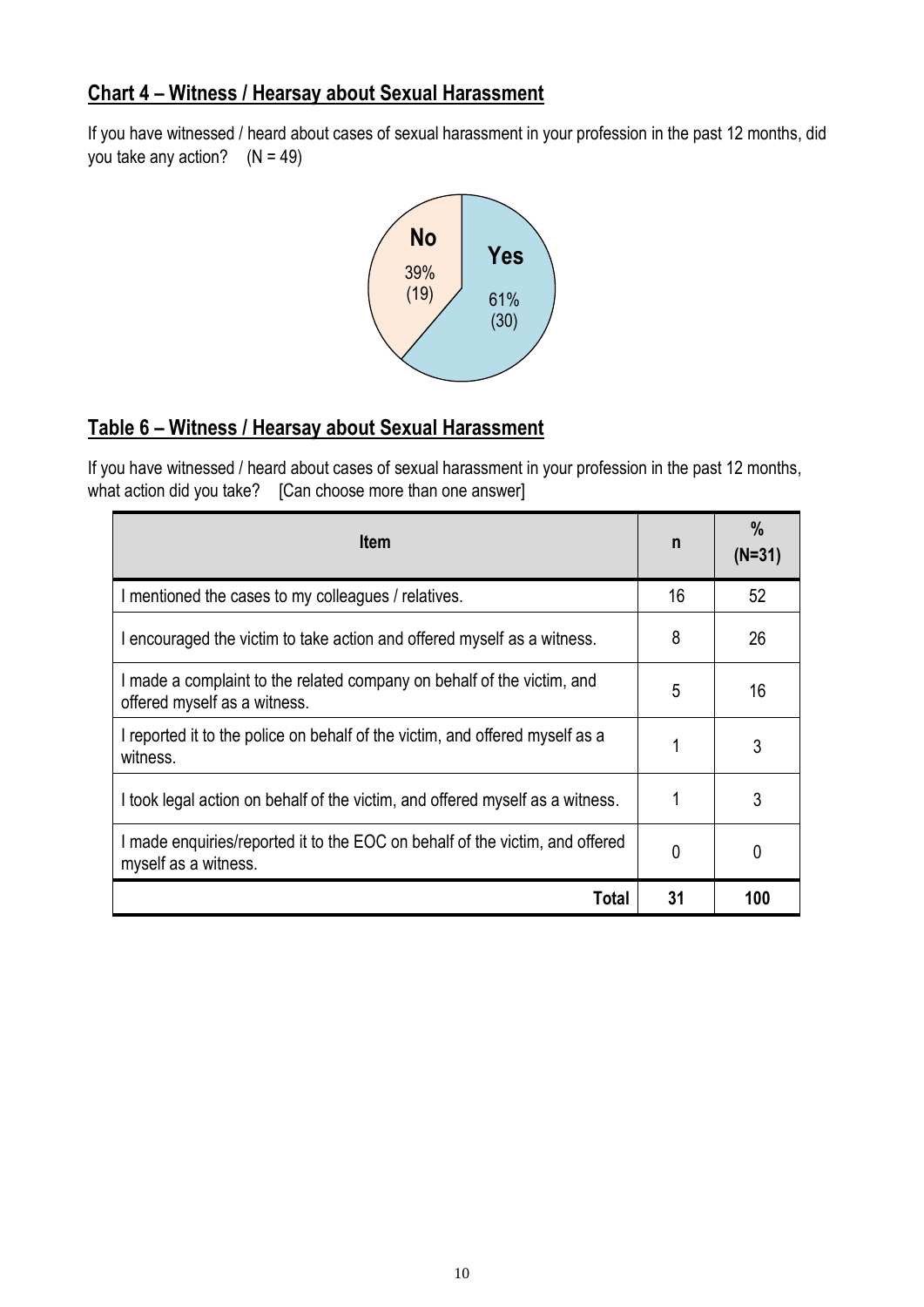## Chart 4 – Witness / Hearsay about Sexual Harassment

If you have witnessed / heard about cases of sexual harassment in your profession in the past 12 months, did you take any action? (N = 49)

No 39% (19)

Yes 61% (30)

## Table 6 – Witness / Hearsay about Sexual Harassment

If you have witnessed / heard about cases of sexual harassment in your profession in the past 12 months, what action did you take? [Can choose more than one answer]

| Item | n | % (N=31) |
|---|---|---|
| I mentioned the cases to my colleagues / relatives. | 16 | 52 |
| I encouraged the victim to take action and offered myself as a witness. | 8 | 26 |
| I made a complaint to the related company on behalf of the victim, and offered myself as a witness. | 5 | 16 |
| I reported it to the police on behalf of the victim, and offered myself as a witness. | 1 | 3 |
| I took legal action on behalf of the victim, and offered myself as a witness. | 1 | 3 |
| I made enquiries/reported it to the EOC on behalf of the victim, and offered myself as a witness. | 0 | 0 |
| **Total** | **31** | **100** |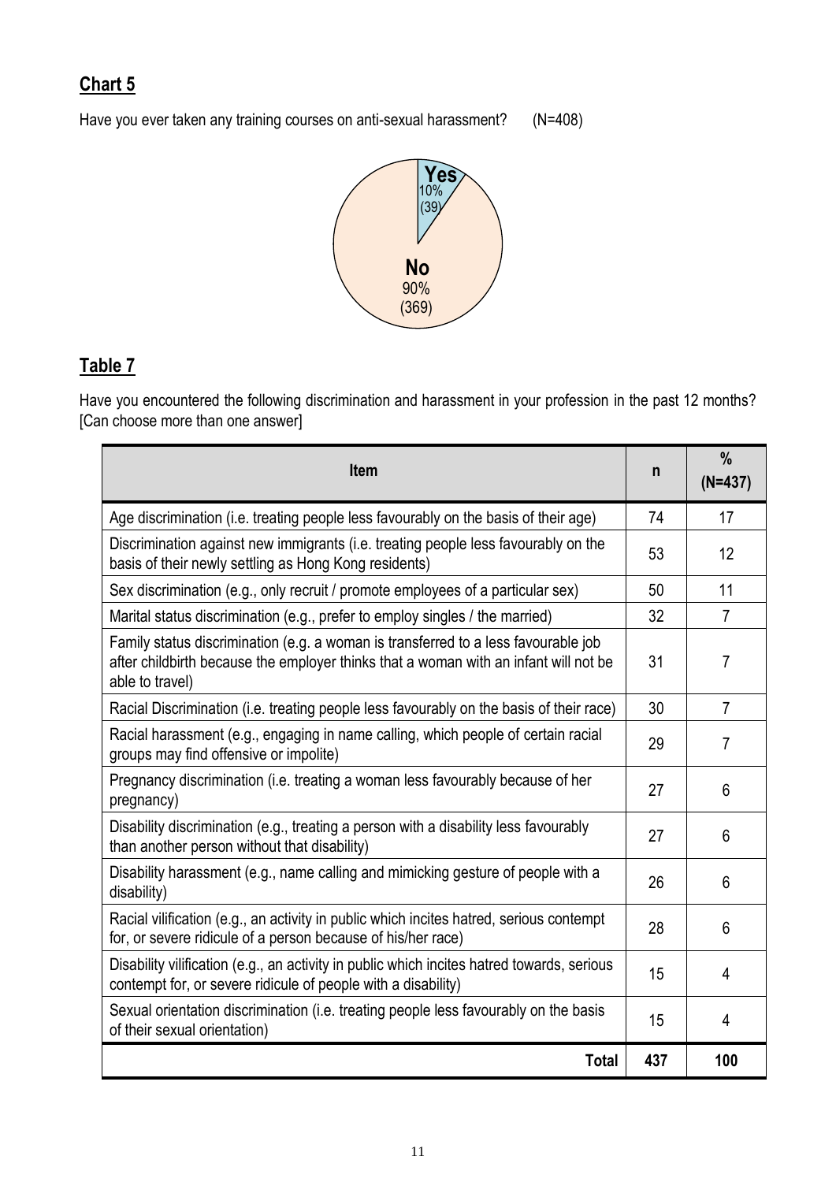## Chart 5

Have you ever taken any training courses on anti-sexual harassment? (N=408)

Yes 10% (39)

No 90% (369)

## Table 7

Have you encountered the following discrimination and harassment in your profession in the past 12 months? [Can choose more than one answer]

| Item | n | % (N=437) |
|---|---|---|
| Age discrimination (i.e. treating people less favourably on the basis of their age) | 74 | 17 |
| Discrimination against new immigrants (i.e. treating people less favourably on the basis of their newly settling as Hong Kong residents) | 53 | 12 |
| Sex discrimination (e.g., only recruit / promote employees of a particular sex) | 50 | 11 |
| Marital status discrimination (e.g., prefer to employ singles / the married) | 32 | 7 |
| Family status discrimination (e.g. a woman is transferred to a less favourable job after childbirth because the employer thinks that a woman with an infant will not be able to travel) | 31 | 7 |
| Racial Discrimination (i.e. treating people less favourably on the basis of their race) | 30 | 7 |
| Racial harassment (e.g., engaging in name calling, which people of certain racial groups may find offensive or impolite) | 29 | 7 |
| Pregnancy discrimination (i.e. treating a woman less favourably because of her pregnancy) | 27 | 6 |
| Disability discrimination (e.g., treating a person with a disability less favourably than another person without that disability) | 27 | 6 |
| Disability harassment (e.g., name calling and mimicking gesture of people with a disability) | 26 | 6 |
| Racial vilification (e.g., an activity in public which incites hatred, serious contempt for, or severe ridicule of a person because of his/her race) | 28 | 6 |
| Disability vilification (e.g., an activity in public which incites hatred towards, serious contempt for, or severe ridicule of people with a disability) | 15 | 4 |
| Sexual orientation discrimination (i.e. treating people less favourably on the basis of their sexual orientation) | 15 | 4 |
| **Total** | **437** | **100** |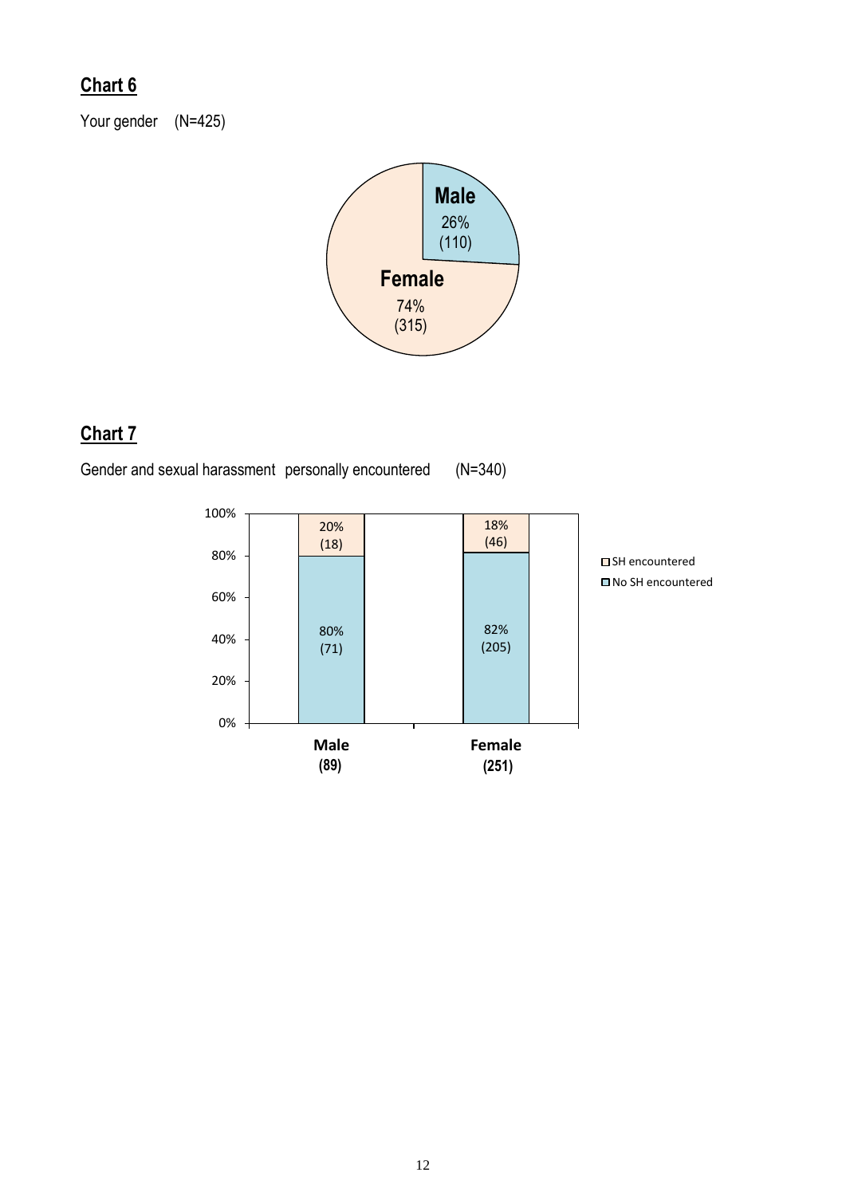## Chart 6

Your gender (N=425)

| Gender | Percentage | Count |
|---|---|---|
| Male | 26% | (110) |
| Female | 74% | (315) |

## Chart 7

Gender and sexual harassment personally encountered (N=340)

| | Male (89) | Female (251) |
|---|---|---|
| SH encountered | 20% (18) | 18% (46) |
| No SH encountered | 80% (71) | 82% (205) |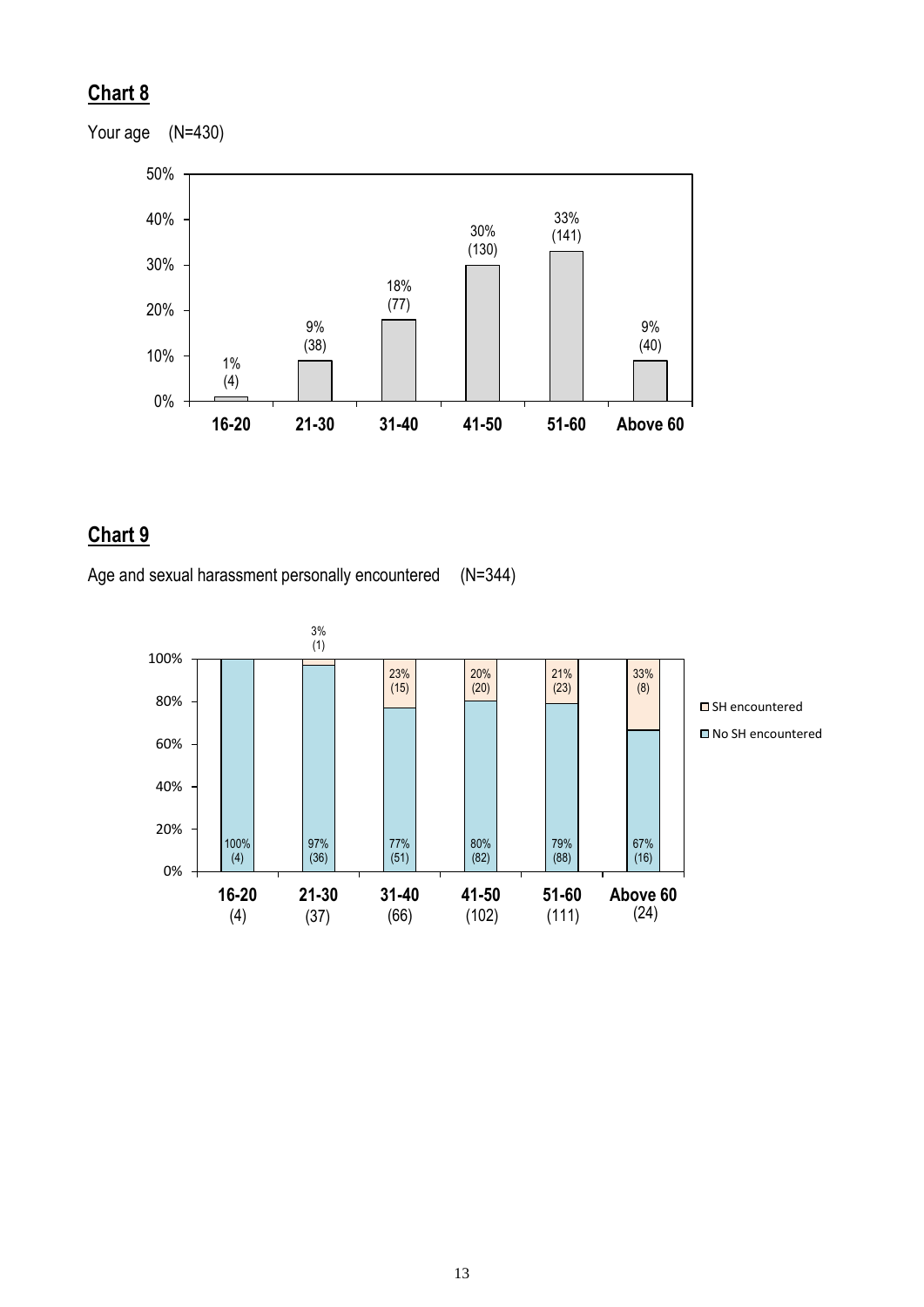## Chart 8

Your age (N=430)

| Age | Percentage | Count |
|---|---|---|
| 16-20 | 1% | (4) |
| 21-30 | 9% | (38) |
| 31-40 | 18% | (77) |
| 41-50 | 30% | (130) |
| 51-60 | 33% | (141) |
| Above 60 | 9% | (40) |

## Chart 9

Age and sexual harassment personally encountered (N=344)

| Age | SH encountered | No SH encountered |
|---|---|---|
| 16-20 (4) | | 100% (4) |
| 21-30 (37) | 3% (1) | 97% (36) |
| 31-40 (66) | 23% (15) | 77% (51) |
| 41-50 (102) | 20% (20) | 80% (82) |
| 51-60 (111) | 21% (23) | 79% (88) |
| Above 60 (24) | 33% (8) | 67% (16) |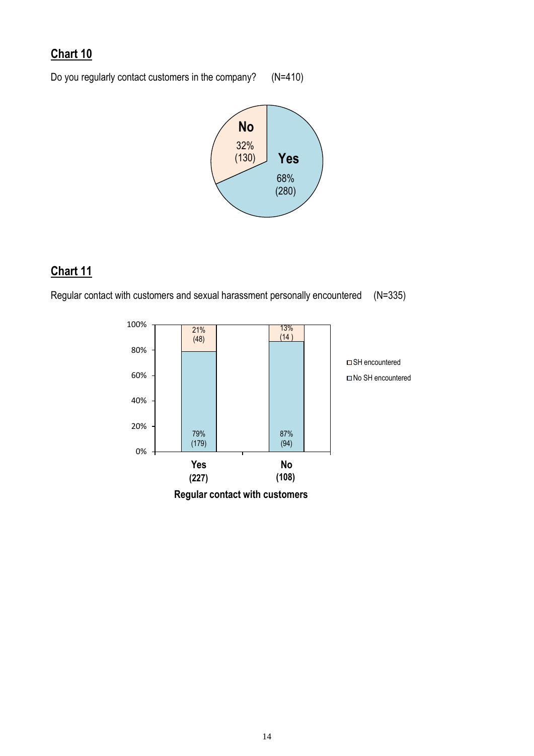## Chart 10

Do you regularly contact customers in the company? (N=410)

| Response | Percentage | Count |
|---|---|---|
| Yes | 68% | (280) |
| No | 32% | (130) |

## Chart 11

Regular contact with customers and sexual harassment personally encountered (N=335)

| Regular contact with customers | SH encountered | No SH encountered |
|---|---|---|
| Yes (227) | 21% (48) | 79% (179) |
| No (108) | 13% (14 ) | 87% (94) |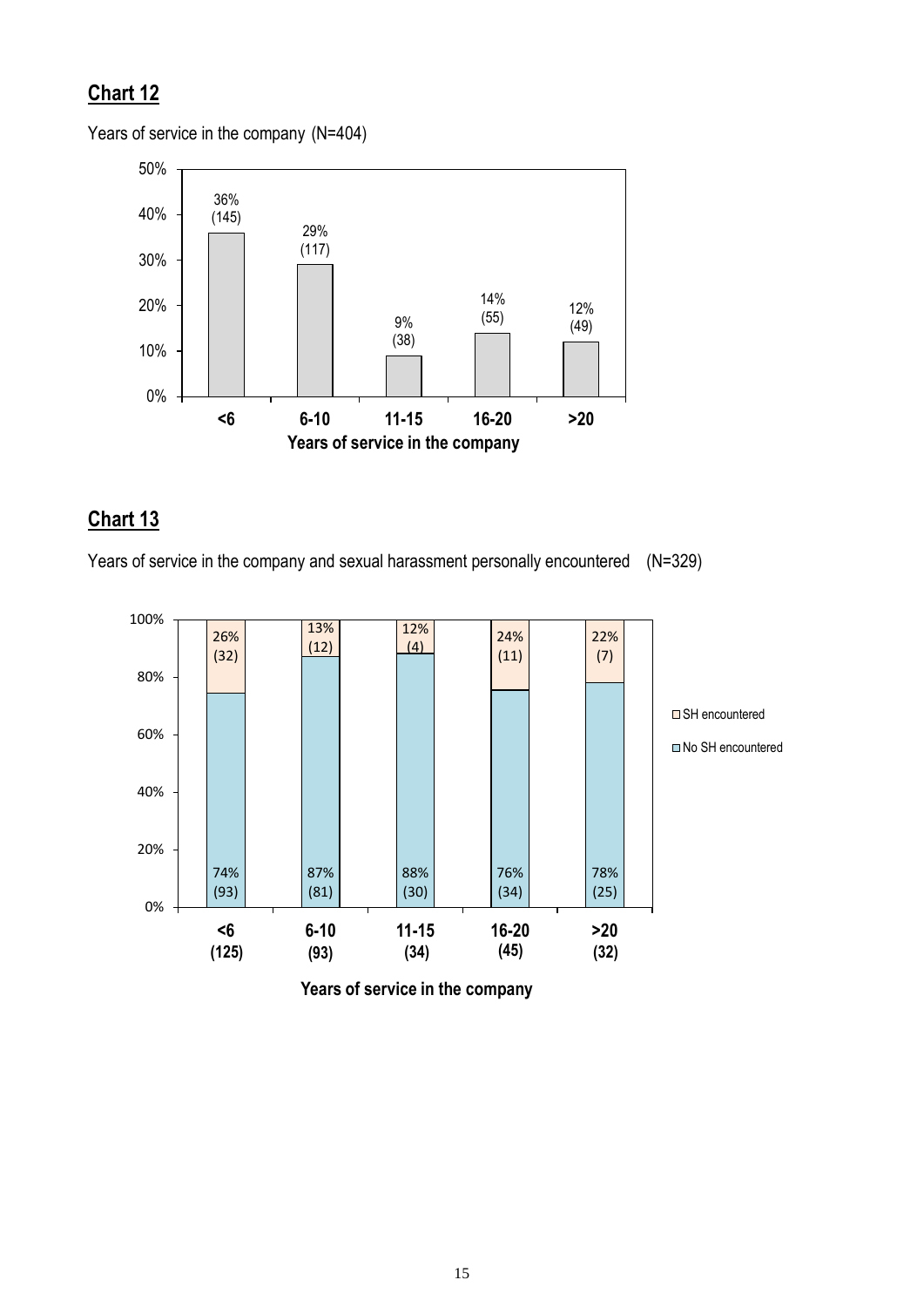## Chart 12

Years of service in the company (N=404)

| Years of service in the company | % | (n) |
|---|---|---|
| <6 | 36% | (145) |
| 6-10 | 29% | (117) |
| 11-15 | 9% | (38) |
| 16-20 | 14% | (55) |
| >20 | 12% | (49) |

## Chart 13

Years of service in the company and sexual harassment personally encountered (N=329)

| Years of service in the company | SH encountered | No SH encountered |
|---|---|---|
| <6 (125) | 26% (32) | 74% (93) |
| 6-10 (93) | 13% (12) | 87% (81) |
| 11-15 (34) | 12% (4) | 88% (30) |
| 16-20 (45) | 24% (11) | 76% (34) |
| >20 (32) | 22% (7) | 78% (25) |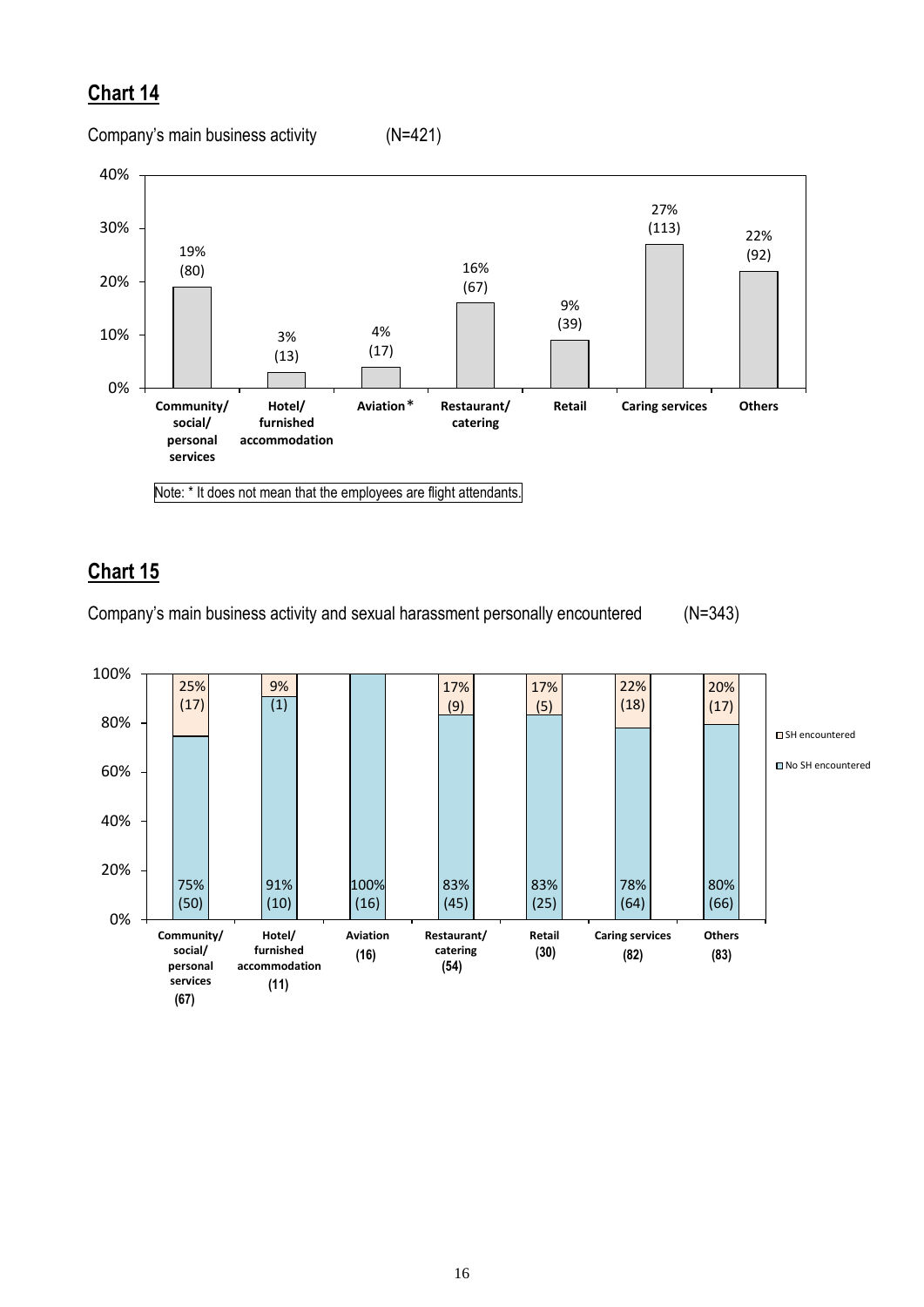## Chart 14

Company's main business activity (N=421)

| Company's main business activity | % | (n) |
|---|---|---|
| Community/ social/ personal services | 19% | (80) |
| Hotel/ furnished accommodation | 3% | (13) |
| Aviation* | 4% | (17) |
| Restaurant/ catering | 16% | (67) |
| Retail | 9% | (39) |
| Caring services | 27% | (113) |
| Others | 22% | (92) |

Note: * It does not mean that the employees are flight attendants.

## Chart 15

Company's main business activity and sexual harassment personally encountered (N=343)

| Company's main business activity | SH encountered | No SH encountered |
|---|---|---|
| Community/ social/ personal services (67) | 25% (17) | 75% (50) |
| Hotel/ furnished accommodation (11) | 9% (1) | 91% (10) |
| Aviation (16) | | 100% (16) |
| Restaurant/ catering (54) | 17% (9) | 83% (45) |
| Retail (30) | 17% (5) | 83% (25) |
| Caring services (82) | 22% (18) | 78% (64) |
| Others (83) | 20% (17) | 80% (66) |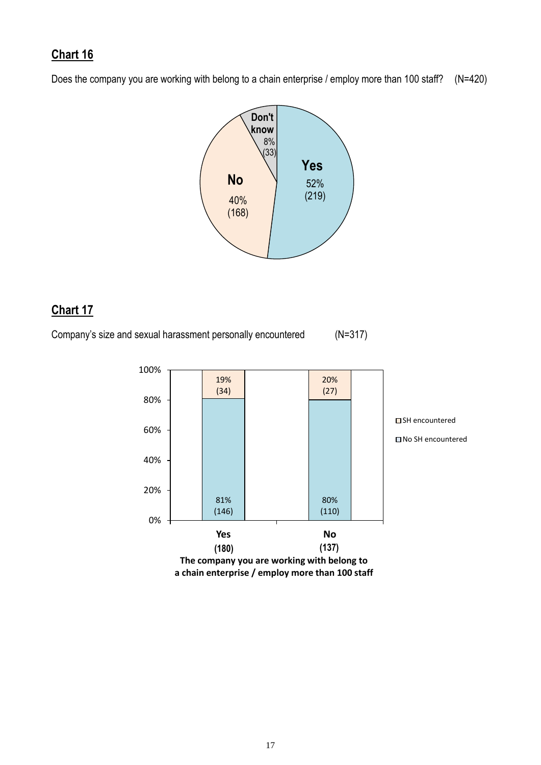## Chart 16

Does the company you are working with belong to a chain enterprise / employ more than 100 staff? (N=420)

Don't know
8%
(33)

Yes
52%
(219)

No
40%
(168)

## Chart 17

Company's size and sexual harassment personally encountered (N=317)

100%
80%
60%
40%
20%
0%

19%
(34)

81%
(146)

20%
(27)

80%
(110)

SH encountered

No SH encountered

Yes
(180)

No
(137)

The company you are working with belong to a chain enterprise / employ more than 100 staff